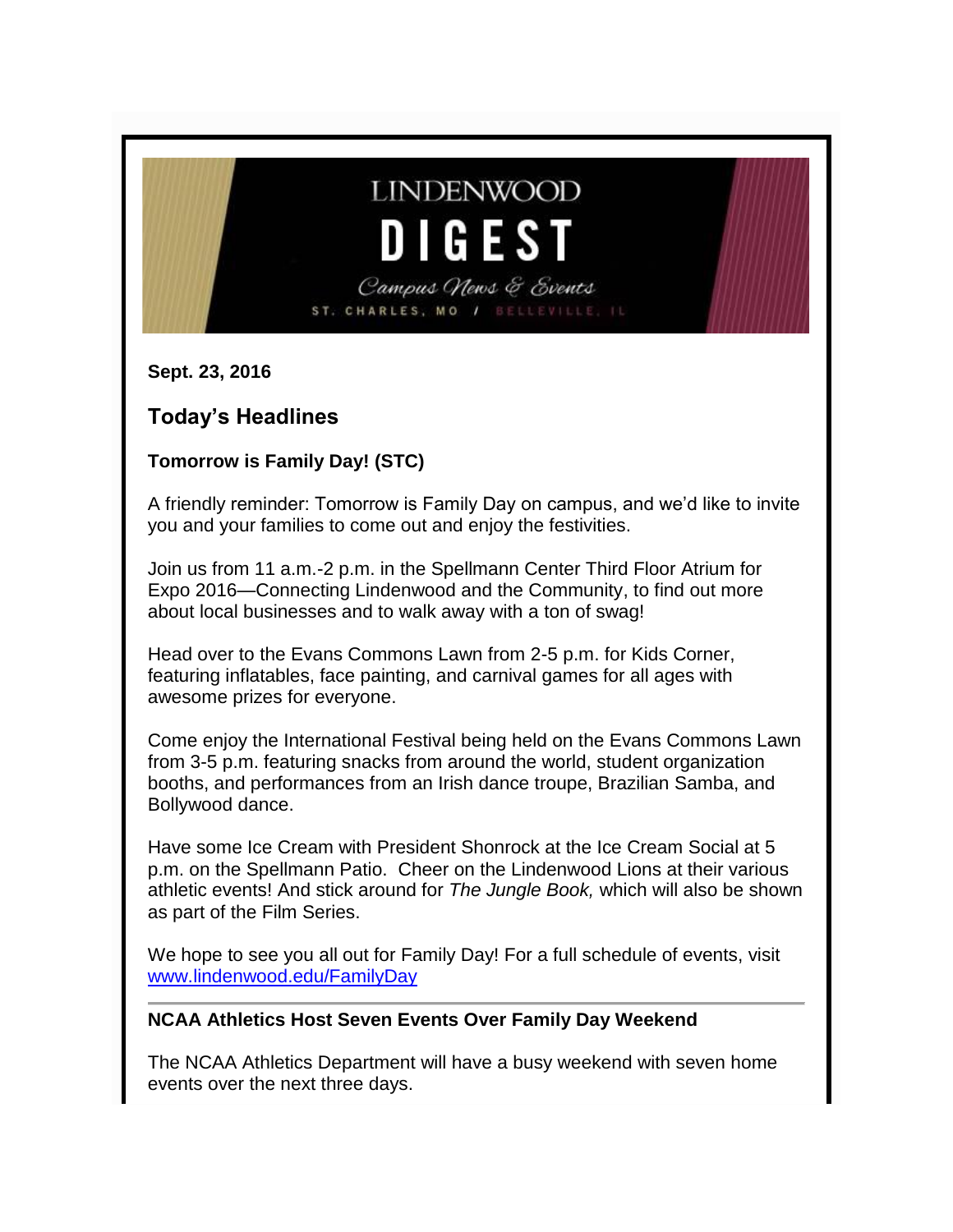# LINDENWOOD DIGEST

Campus News & Events

ST. CHARLES, MO / BELLEVILLE, IL

**Sept. 23, 2016**

## Today's Headlines

**Tomorrow is Family Day! (STC)**

A friendly reminder: Tomorrow is Family Day on campus, and we'd like to invite you and your families to come out and enjoy the festivities.

Join us from 11 a.m.-2 p.m. in the Spellmann Center Third Floor Atrium for Expo 2016—Connecting Lindenwood and the Community, to find out more about local businesses and to walk away with a ton of swag!

Head over to the Evans Commons Lawn from 2-5 p.m. for Kids Corner, featuring inflatables, face painting, and carnival games for all ages with awesome prizes for everyone.

Come enjoy the International Festival being held on the Evans Commons Lawn from 3-5 p.m. featuring snacks from around the world, student organization booths, and performances from an Irish dance troupe, Brazilian Samba, and Bollywood dance.

Have some Ice Cream with President Shonrock at the Ice Cream Social at 5 p.m. on the Spellmann Patio. Cheer on the Lindenwood Lions at their various athletic events! And stick around for *The Jungle Book,* which will also be shown as part of the Film Series.

We hope to see you all out for Family Day! For a full schedule of events, visit www.lindenwood.edu/FamilyDay

---

**NCAA Athletics Host Seven Events Over Family Day Weekend**

The NCAA Athletics Department will have a busy weekend with seven home events over the next three days.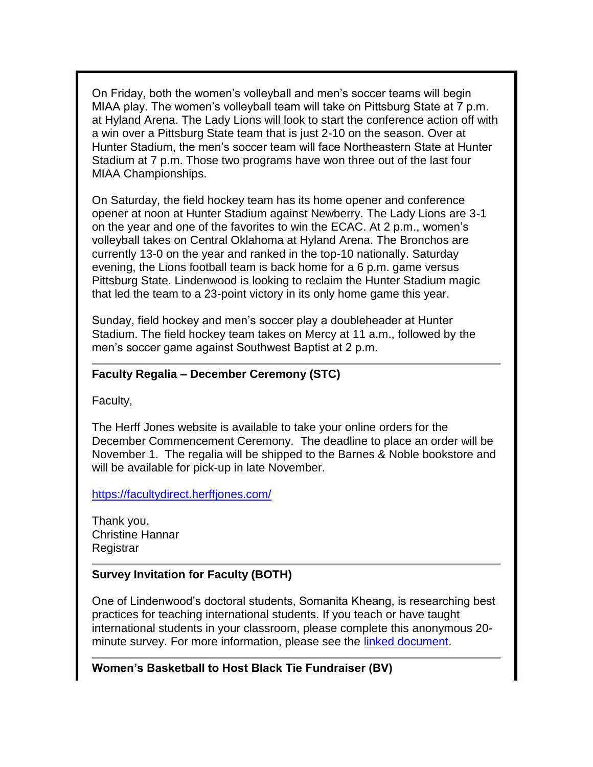On Friday, both the women's volleyball and men's soccer teams will begin MIAA play. The women's volleyball team will take on Pittsburg State at 7 p.m. at Hyland Arena. The Lady Lions will look to start the conference action off with a win over a Pittsburg State team that is just 2-10 on the season. Over at Hunter Stadium, the men's soccer team will face Northeastern State at Hunter Stadium at 7 p.m. Those two programs have won three out of the last four MIAA Championships.

On Saturday, the field hockey team has its home opener and conference opener at noon at Hunter Stadium against Newberry. The Lady Lions are 3-1 on the year and one of the favorites to win the ECAC. At 2 p.m., women's volleyball takes on Central Oklahoma at Hyland Arena. The Bronchos are currently 13-0 on the year and ranked in the top-10 nationally. Saturday evening, the Lions football team is back home for a 6 p.m. game versus Pittsburg State. Lindenwood is looking to reclaim the Hunter Stadium magic that led the team to a 23-point victory in its only home game this year.

Sunday, field hockey and men's soccer play a doubleheader at Hunter Stadium. The field hockey team takes on Mercy at 11 a.m., followed by the men's soccer game against Southwest Baptist at 2 p.m.

---

**Faculty Regalia – December Ceremony (STC)**

Faculty,

The Herff Jones website is available to take your online orders for the December Commencement Ceremony. The deadline to place an order will be November 1. The regalia will be shipped to the Barnes & Noble bookstore and will be available for pick-up in late November.

https://facultydirect.herffjones.com/

Thank you.
Christine Hannar
Registrar

---

**Survey Invitation for Faculty (BOTH)**

One of Lindenwood's doctoral students, Somanita Kheang, is researching best practices for teaching international students. If you teach or have taught international students in your classroom, please complete this anonymous 20-minute survey. For more information, please see the linked document.

---

**Women's Basketball to Host Black Tie Fundraiser (BV)**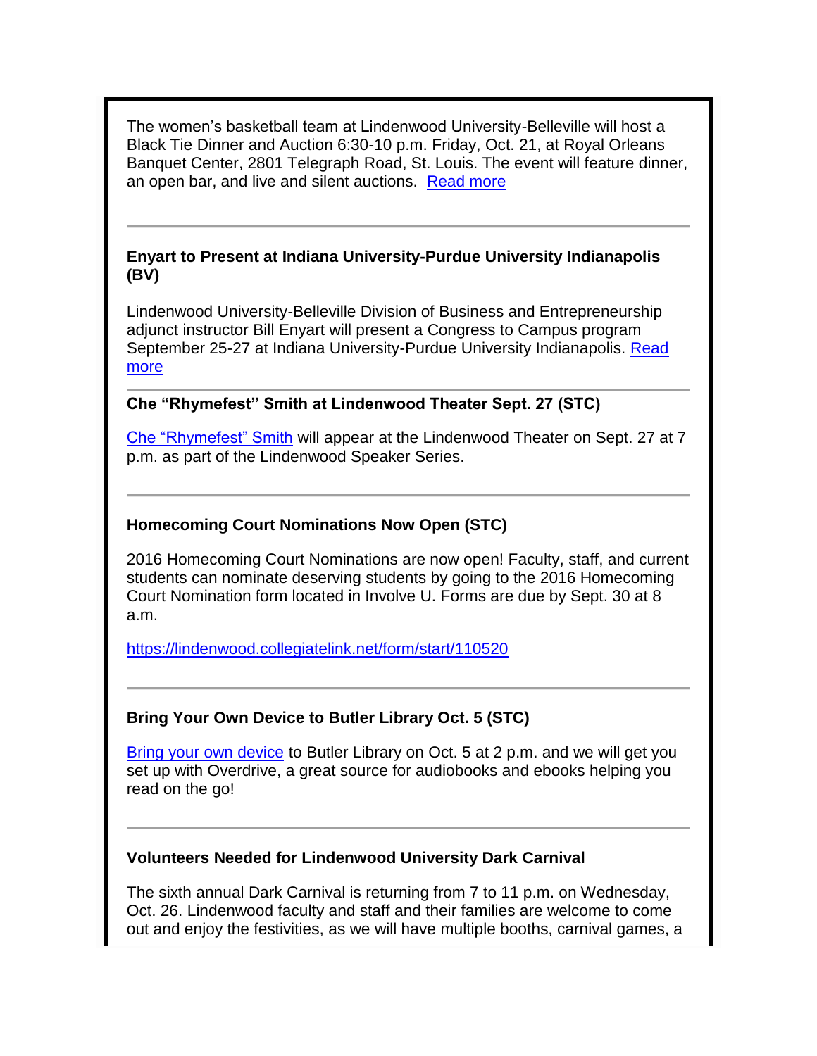The women's basketball team at Lindenwood University-Belleville will host a Black Tie Dinner and Auction 6:30-10 p.m. Friday, Oct. 21, at Royal Orleans Banquet Center, 2801 Telegraph Road, St. Louis. The event will feature dinner, an open bar, and live and silent auctions. Read more

---

**Enyart to Present at Indiana University-Purdue University Indianapolis (BV)**

Lindenwood University-Belleville Division of Business and Entrepreneurship adjunct instructor Bill Enyart will present a Congress to Campus program September 25-27 at Indiana University-Purdue University Indianapolis. Read more

---

**Che "Rhymefest" Smith at Lindenwood Theater Sept. 27 (STC)**

Che "Rhymefest" Smith will appear at the Lindenwood Theater on Sept. 27 at 7 p.m. as part of the Lindenwood Speaker Series.

---

**Homecoming Court Nominations Now Open (STC)**

2016 Homecoming Court Nominations are now open! Faculty, staff, and current students can nominate deserving students by going to the 2016 Homecoming Court Nomination form located in Involve U. Forms are due by Sept. 30 at 8 a.m.

https://lindenwood.collegiatelink.net/form/start/110520

---

**Bring Your Own Device to Butler Library Oct. 5 (STC)**

Bring your own device to Butler Library on Oct. 5 at 2 p.m. and we will get you set up with Overdrive, a great source for audiobooks and ebooks helping you read on the go!

---

**Volunteers Needed for Lindenwood University Dark Carnival**

The sixth annual Dark Carnival is returning from 7 to 11 p.m. on Wednesday, Oct. 26. Lindenwood faculty and staff and their families are welcome to come out and enjoy the festivities, as we will have multiple booths, carnival games, a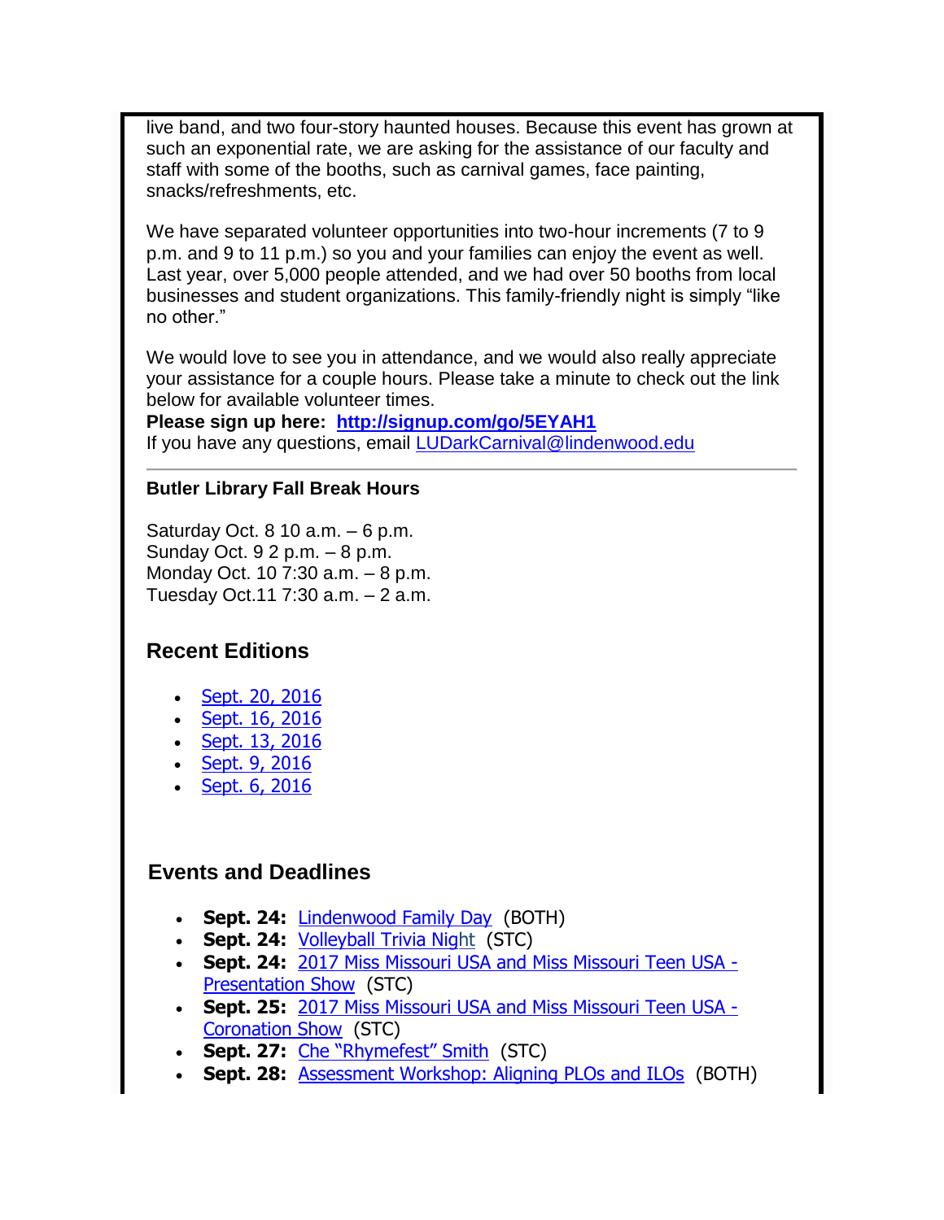live band, and two four-story haunted houses. Because this event has grown at such an exponential rate, we are asking for the assistance of our faculty and staff with some of the booths, such as carnival games, face painting, snacks/refreshments, etc.

We have separated volunteer opportunities into two-hour increments (7 to 9 p.m. and 9 to 11 p.m.) so you and your families can enjoy the event as well. Last year, over 5,000 people attended, and we had over 50 booths from local businesses and student organizations. This family-friendly night is simply "like no other."

We would love to see you in attendance, and we would also really appreciate your assistance for a couple hours. Please take a minute to check out the link below for available volunteer times.
**Please sign up here: http://signup.com/go/5EYAH1**
If you have any questions, email LUDarkCarnival@lindenwood.edu

---

**Butler Library Fall Break Hours**

Saturday Oct. 8 10 a.m. – 6 p.m.
Sunday Oct. 9 2 p.m. – 8 p.m.
Monday Oct. 10 7:30 a.m. – 8 p.m.
Tuesday Oct.11 7:30 a.m. – 2 a.m.

### Recent Editions

- Sept. 20, 2016
- Sept. 16, 2016
- Sept. 13, 2016
- Sept. 9, 2016
- Sept. 6, 2016

### Events and Deadlines

- **Sept. 24:** Lindenwood Family Day (BOTH)
- **Sept. 24:** Volleyball Trivia Night (STC)
- **Sept. 24:** 2017 Miss Missouri USA and Miss Missouri Teen USA - Presentation Show (STC)
- **Sept. 25:** 2017 Miss Missouri USA and Miss Missouri Teen USA - Coronation Show (STC)
- **Sept. 27:** Che "Rhymefest" Smith (STC)
- **Sept. 28:** Assessment Workshop: Aligning PLOs and ILOs (BOTH)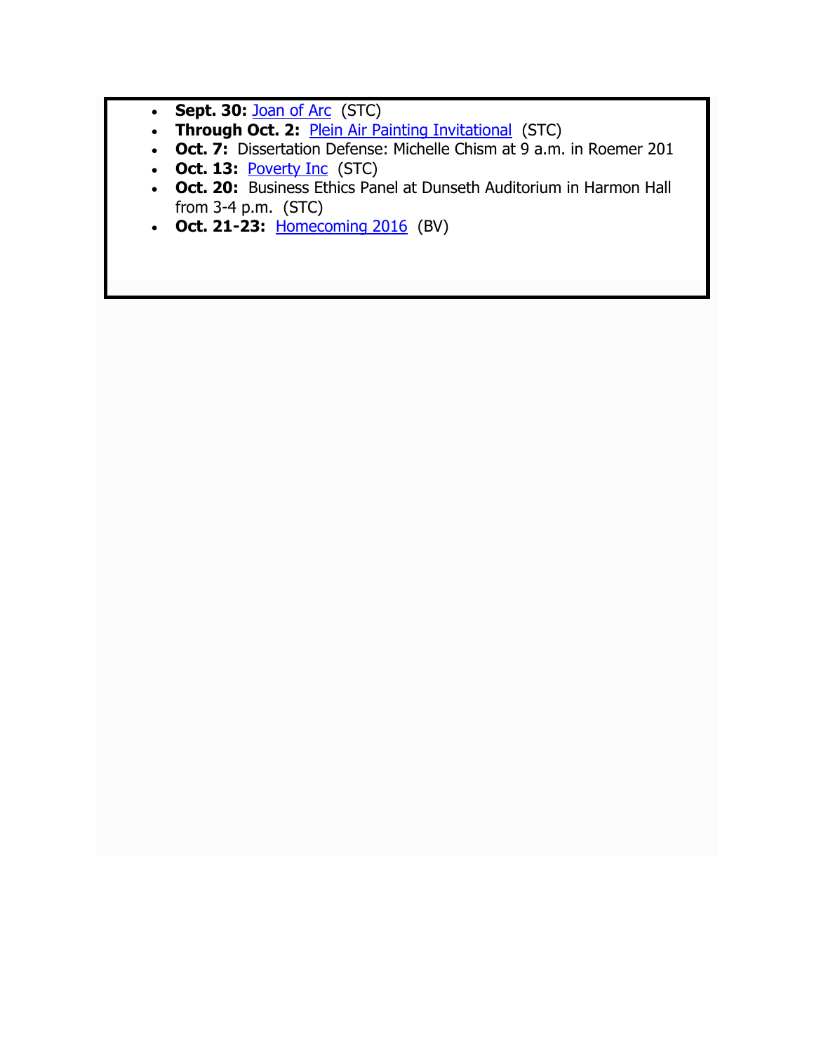- **Sept. 30:** Joan of Arc (STC)
- **Through Oct. 2:** Plein Air Painting Invitational (STC)
- **Oct. 7:** Dissertation Defense: Michelle Chism at 9 a.m. in Roemer 201
- **Oct. 13:** Poverty Inc (STC)
- **Oct. 20:** Business Ethics Panel at Dunseth Auditorium in Harmon Hall from 3-4 p.m. (STC)
- **Oct. 21-23:** Homecoming 2016 (BV)